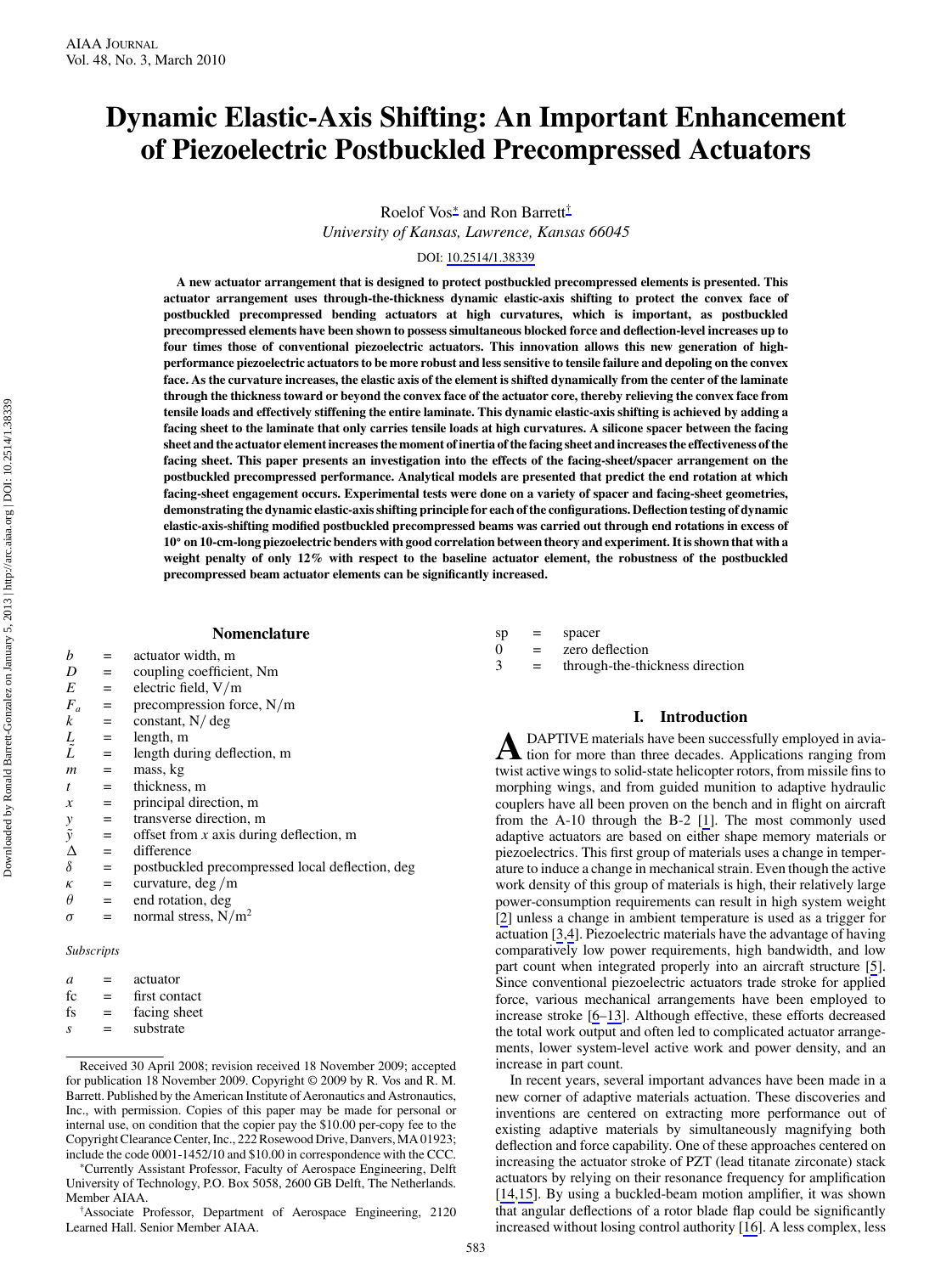# Dynamic Elastic-Axis Shifting: An Important Enhancement of Piezoelectric Postbuckled Precompressed Actuators

Roelof Vos* and Ron Barrett†
*University of Kansas, Lawrence, Kansas 66045*

DOI: 10.2514/1.38339

**A new actuator arrangement that is designed to protect postbuckled precompressed elements is presented. This actuator arrangement uses through-the-thickness dynamic elastic-axis shifting to protect the convex face of postbuckled precompressed bending actuators at high curvatures, which is important, as postbuckled precompressed elements have been shown to possess simultaneous blocked force and deflection-level increases up to four times those of conventional piezoelectric actuators. This innovation allows this new generation of high-performance piezoelectric actuators to be more robust and less sensitive to tensile failure and depoling on the convex face. As the curvature increases, the elastic axis of the element is shifted dynamically from the center of the laminate through the thickness toward or beyond the convex face of the actuator core, thereby relieving the convex face from tensile loads and effectively stiffening the entire laminate. This dynamic elastic-axis shifting is achieved by adding a facing sheet to the laminate that only carries tensile loads at high curvatures. A silicone spacer between the facing sheet and the actuator element increases the moment of inertia of the facing sheet and increases the effectiveness of the facing sheet. This paper presents an investigation into the effects of the facing-sheet/spacer arrangement on the postbuckled precompressed performance. Analytical models are presented that predict the end rotation at which facing-sheet engagement occurs. Experimental tests were done on a variety of spacer and facing-sheet geometries, demonstrating the dynamic elastic-axis shifting principle for each of the configurations. Deflection testing of dynamic elastic-axis-shifting modified postbuckled precompressed beams was carried out through end rotations in excess of 10° on 10-cm-long piezoelectric benders with good correlation between theory and experiment. It is shown that with a weight penalty of only 12% with respect to the baseline actuator element, the robustness of the postbuckled precompressed beam actuator elements can be significantly increased.**

## Nomenclature

| | | |
|---|---|---|
| $b$ | = | actuator width, m |
| $D$ | = | coupling coefficient, Nm |
| $E$ | = | electric field, V/m |
| $F_a$ | = | precompression force, N/m |
| $k$ | = | constant, N/deg |
| $L$ | = | length, m |
| $\tilde{L}$ | = | length during deflection, m |
| $m$ | = | mass, kg |
| $t$ | = | thickness, m |
| $x$ | = | principal direction, m |
| $y$ | = | transverse direction, m |
| $\tilde{y}$ | = | offset from $x$ axis during deflection, m |
| $\Delta$ | = | difference |
| $\delta$ | = | postbuckled precompressed local deflection, deg |
| $\kappa$ | = | curvature, deg/m |
| $\theta$ | = | end rotation, deg |
| $\sigma$ | = | normal stress, N/m$^2$ |

*Subscripts*

| | | |
|---|---|---|
| $a$ | = | actuator |
| fc | = | first contact |
| fs | = | facing sheet |
| $s$ | = | substrate |
| sp | = | spacer |
| 0 | = | zero deflection |
| 3 | = | through-the-thickness direction |

## I. Introduction

Adaptive materials have been successfully employed in aviation for more than three decades. Applications ranging from twist active wings to solid-state helicopter rotors, from missile fins to morphing wings, and from guided munition to adaptive hydraulic couplers have all been proven on the bench and in flight on aircraft from the A-10 through the B-2 [1]. The most commonly used adaptive actuators are based on either shape memory materials or piezoelectrics. This first group of materials uses a change in temperature to induce a change in mechanical strain. Even though the active work density of this group of materials is high, their relatively large power-consumption requirements can result in high system weight [2] unless a change in ambient temperature is used as a trigger for actuation [3,4]. Piezoelectric materials have the advantage of having comparatively low power requirements, high bandwidth, and low part count when integrated properly into an aircraft structure [5]. Since conventional piezoelectric actuators trade stroke for applied force, various mechanical arrangements have been employed to increase stroke [6–13]. Although effective, these efforts decreased the total work output and often led to complicated actuator arrangements, lower system-level active work and power density, and an increase in part count.

In recent years, several important advances have been made in a new corner of adaptive materials actuation. These discoveries and inventions are centered on extracting more performance out of existing adaptive materials by simultaneously magnifying both deflection and force capability. One of these approaches centered on increasing the actuator stroke of PZT (lead titanate zirconate) stack actuators by relying on their resonance frequency for amplification [14,15]. By using a buckled-beam motion amplifier, it was shown that angular deflections of a rotor blade flap could be significantly increased without losing control authority [16]. A less complex, less

---

Received 30 April 2008; revision received 18 November 2009; accepted for publication 18 November 2009. Copyright © 2009 by R. Vos and R. M. Barrett. Published by the American Institute of Aeronautics and Astronautics, Inc., with permission. Copies of this paper may be made for personal or internal use, on condition that the copier pay the $10.00 per-copy fee to the Copyright Clearance Center, Inc., 222 Rosewood Drive, Danvers, MA 01923; include the code 0001-1452/10 and $10.00 in correspondence with the CCC.

*Currently Assistant Professor, Faculty of Aerospace Engineering, Delft University of Technology, P.O. Box 5058, 2600 GB Delft, The Netherlands. Member AIAA.

†Associate Professor, Department of Aerospace Engineering, 2120 Learned Hall. Senior Member AIAA.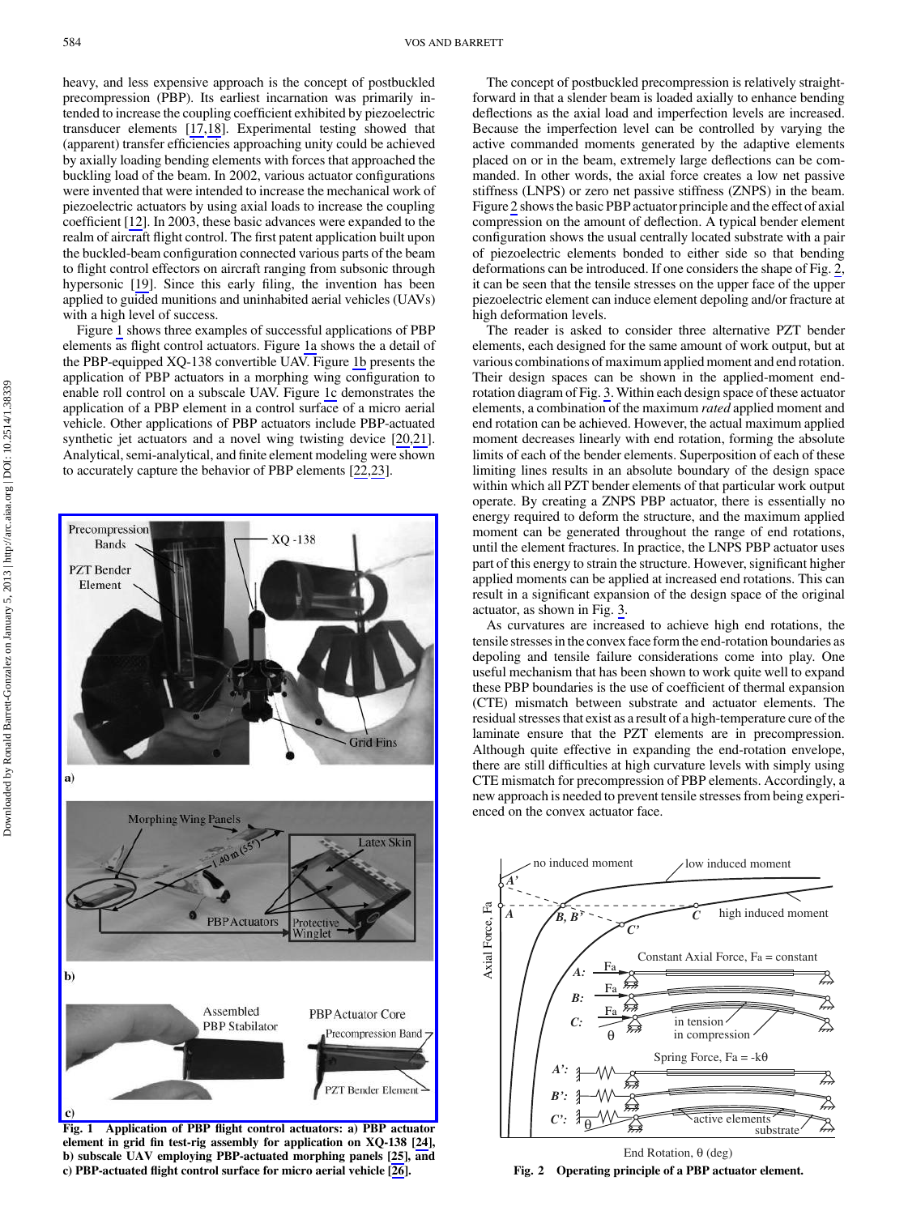heavy, and less expensive approach is the concept of postbuckled precompression (PBP). Its earliest incarnation was primarily intended to increase the coupling coefficient exhibited by piezoelectric transducer elements [17,18]. Experimental testing showed that (apparent) transfer efficiencies approaching unity could be achieved by axially loading bending elements with forces that approached the buckling load of the beam. In 2002, various actuator configurations were invented that were intended to increase the mechanical work of piezoelectric actuators by using axial loads to increase the coupling coefficient [12]. In 2003, these basic advances were expanded to the realm of aircraft flight control. The first patent application built upon the buckled-beam configuration connected various parts of the beam to flight control effectors on aircraft ranging from subsonic through hypersonic [19]. Since this early filing, the invention has been applied to guided munitions and uninhabited aerial vehicles (UAVs) with a high level of success.

Figure 1 shows three examples of successful applications of PBP elements as flight control actuators. Figure 1a shows the a detail of the PBP-equipped XQ-138 convertible UAV. Figure 1b presents the application of PBP actuators in a morphing wing configuration to enable roll control on a subscale UAV. Figure 1c demonstrates the application of a PBP element in a control surface of a micro aerial vehicle. Other applications of PBP actuators include PBP-actuated synthetic jet actuators and a novel wing twisting device [20,21]. Analytical, semi-analytical, and finite element modeling were shown to accurately capture the behavior of PBP elements [22,23].

Precompression Bands
PZT Bender Element
XQ -138
Grid Fins
a)

Morphing Wing Panels
1.40 m (55")
Latex Skin
PBP Actuators
Protective Winglet
b)

Assembled PBP Stabilator
PBP Actuator Core
Precompression Band
PZT Bender Element
c)

**Fig. 1 Application of PBP flight control actuators: a) PBP actuator element in grid fin test-rig assembly for application on XQ-138 [24], b) subscale UAV employing PBP-actuated morphing panels [25], and c) PBP-actuated flight control surface for micro aerial vehicle [26].**

The concept of postbuckled precompression is relatively straightforward in that a slender beam is loaded axially to enhance bending deflections as the axial load and imperfection levels are increased. Because the imperfection level can be controlled by varying the active commanded moments generated by the adaptive elements placed on or in the beam, extremely large deflections can be commanded. In other words, the axial force creates a low net passive stiffness (LNPS) or zero net passive stiffness (ZNPS) in the beam. Figure 2 shows the basic PBP actuator principle and the effect of axial compression on the amount of deflection. A typical bender element configuration shows the usual centrally located substrate with a pair of piezoelectric elements bonded to either side so that bending deformations can be introduced. If one considers the shape of Fig. 2, it can be seen that the tensile stresses on the upper face of the upper piezoelectric element can induce element depoling and/or fracture at high deformation levels.

The reader is asked to consider three alternative PZT bender elements, each designed for the same amount of work output, but at various combinations of maximum applied moment and end rotation. Their design spaces can be shown in the applied-moment end-rotation diagram of Fig. 3. Within each design space of these actuator elements, a combination of the maximum *rated* applied moment and end rotation can be achieved. However, the actual maximum applied moment decreases linearly with end rotation, forming the absolute limits of each of the bender elements. Superposition of each of these limiting lines results in an absolute boundary of the design space within which all PZT bender elements of that particular work output operate. By creating a ZNPS PBP actuator, there is essentially no energy required to deform the structure, and the maximum applied moment can be generated throughout the range of end rotations, until the element fractures. In practice, the LNPS PBP actuator uses part of this energy to strain the structure. However, significant higher applied moments can be applied at increased end rotations. This can result in a significant expansion of the design space of the original actuator, as shown in Fig. 3.

As curvatures are increased to achieve high end rotations, the tensile stresses in the convex face form the end-rotation boundaries as depoling and tensile failure considerations come into play. One useful mechanism that has been shown to work quite well to expand these PBP boundaries is the use of coefficient of thermal expansion (CTE) mismatch between substrate and actuator elements. The residual stresses that exist as a result of a high-temperature cure of the laminate ensure that the PZT elements are in precompression. Although quite effective in expanding the end-rotation envelope, there are still difficulties at high curvature levels with simply using CTE mismatch for precompression of PBP elements. Accordingly, a new approach is needed to prevent tensile stresses from being experienced on the convex actuator face.

no induced moment
low induced moment
high induced moment
A'
A
B, B'
C'
C
Axial Force, Fa
Constant Axial Force, Fa = constant
A:
B:
C:
Fa
θ
in tension
in compression
Spring Force, Fa = -kθ
A':
B':
C':
θ
active elements
substrate
End Rotation, θ (deg)

**Fig. 2 Operating principle of a PBP actuator element.**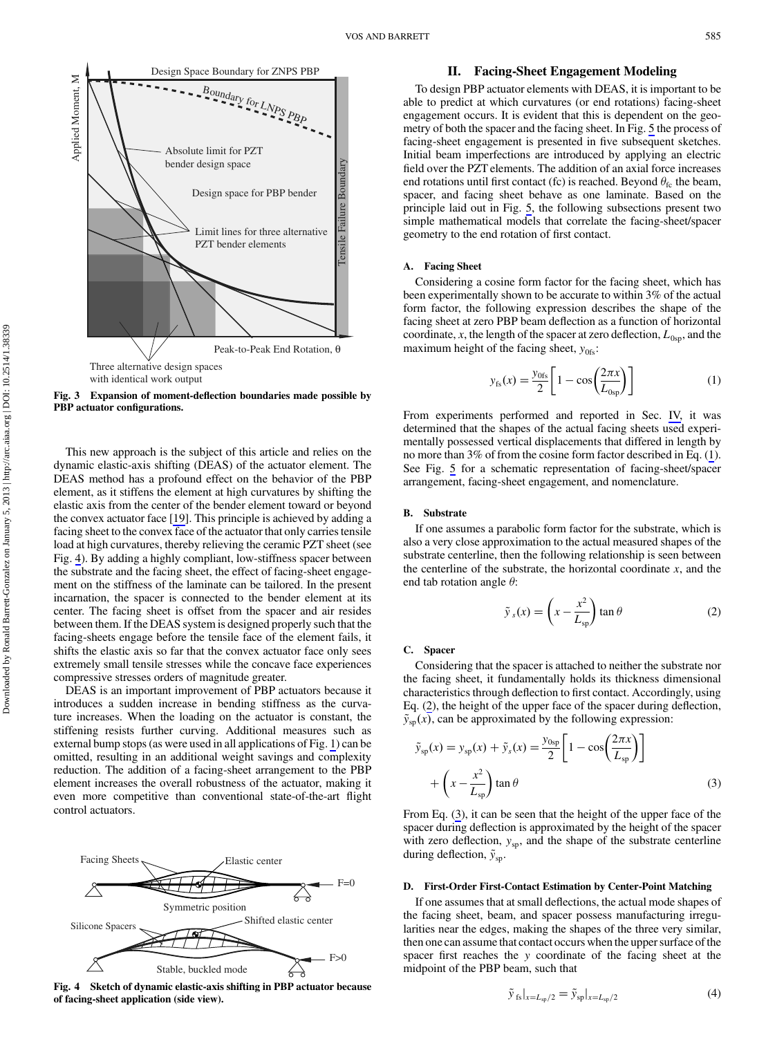Applied Moment, M

Design Space Boundary for ZNPS PBP

Boundary for LNPS PBP

Absolute limit for PZT bender design space

Design space for PBP bender

Limit lines for three alternative PZT bender elements

Tensile Failure Boundary

Peak-to-Peak End Rotation, θ

Three alternative design spaces with identical work output

**Fig. 3 Expansion of moment-deflection boundaries made possible by PBP actuator configurations.**

This new approach is the subject of this article and relies on the dynamic elastic-axis shifting (DEAS) of the actuator element. The DEAS method has a profound effect on the behavior of the PBP element, as it stiffens the element at high curvatures by shifting the elastic axis from the center of the bender element toward or beyond the convex actuator face [19]. This principle is achieved by adding a facing sheet to the convex face of the actuator that only carries tensile load at high curvatures, thereby relieving the ceramic PZT sheet (see Fig. 4). By adding a highly compliant, low-stiffness spacer between the substrate and the facing sheet, the effect of facing-sheet engagement on the stiffness of the laminate can be tailored. In the present incarnation, the spacer is connected to the bender element at its center. The facing sheet is offset from the spacer and air resides between them. If the DEAS system is designed properly such that the facing-sheets engage before the tensile face of the element fails, it shifts the elastic axis so far that the convex actuator face only sees extremely small tensile stresses while the concave face experiences compressive stresses orders of magnitude greater.

DEAS is an important improvement of PBP actuators because it introduces a sudden increase in bending stiffness as the curvature increases. When the loading on the actuator is constant, the stiffening resists further curving. Additional measures such as external bump stops (as were used in all applications of Fig. 1) can be omitted, resulting in an additional weight savings and complexity reduction. The addition of a facing-sheet arrangement to the PBP element increases the overall robustness of the actuator, making it even more competitive than conventional state-of-the-art flight control actuators.

Facing Sheets

Elastic center

F=0

Symmetric position

Silicone Spacers

Shifted elastic center

F>0

Stable, buckled mode

**Fig. 4 Sketch of dynamic elastic-axis shifting in PBP actuator because of facing-sheet application (side view).**

## II. Facing-Sheet Engagement Modeling

To design PBP actuator elements with DEAS, it is important to be able to predict at which curvatures (or end rotations) facing-sheet engagement occurs. It is evident that this is dependent on the geometry of both the spacer and the facing sheet. In Fig. 5 the process of facing-sheet engagement is presented in five subsequent sketches. Initial beam imperfections are introduced by applying an electric field over the PZT elements. The addition of an axial force increases end rotations until first contact (fc) is reached. Beyond $\theta_{\text{fc}}$ the beam, spacer, and facing sheet behave as one laminate. Based on the principle laid out in Fig. 5, the following subsections present two simple mathematical models that correlate the facing-sheet/spacer geometry to the end rotation of first contact.

### A. Facing Sheet

Considering a cosine form factor for the facing sheet, which has been experimentally shown to be accurate to within 3% of the actual form factor, the following expression describes the shape of the facing sheet at zero PBP beam deflection as a function of horizontal coordinate, $x$, the length of the spacer at zero deflection, $L_{0\text{sp}}$, and the maximum height of the facing sheet, $y_{0\text{fs}}$:

$$y_{\text{fs}}(x) = \frac{y_{0\text{fs}}}{2}\left[1 - \cos\left(\frac{2\pi x}{L_{0\text{sp}}}\right)\right] \tag{1}$$

From experiments performed and reported in Sec. IV, it was determined that the shapes of the actual facing sheets used experimentally possessed vertical displacements that differed in length by no more than 3% of from the cosine form factor described in Eq. (1). See Fig. 5 for a schematic representation of facing-sheet/spacer arrangement, facing-sheet engagement, and nomenclature.

### B. Substrate

If one assumes a parabolic form factor for the substrate, which is also a very close approximation to the actual measured shapes of the substrate centerline, then the following relationship is seen between the centerline of the substrate, the horizontal coordinate $x$, and the end tab rotation angle $\theta$:

$$\tilde{y}_s(x) = \left(x - \frac{x^2}{L_{\text{sp}}}\right)\tan\theta \tag{2}$$

### C. Spacer

Considering that the spacer is attached to neither the substrate nor the facing sheet, it fundamentally holds its thickness dimensional characteristics through deflection to first contact. Accordingly, using Eq. (2), the height of the upper face of the spacer during deflection, $\tilde{y}_{\text{sp}}(x)$, can be approximated by the following expression:

$$\tilde{y}_{\text{sp}}(x) = y_{\text{sp}}(x) + \tilde{y}_s(x) = \frac{y_{0\text{sp}}}{2}\left[1 - \cos\left(\frac{2\pi x}{L_{\text{sp}}}\right)\right] + \left(x - \frac{x^2}{L_{\text{sp}}}\right)\tan\theta \tag{3}$$

From Eq. (3), it can be seen that the height of the upper face of the spacer during deflection is approximated by the height of the spacer with zero deflection, $y_{\text{sp}}$, and the shape of the substrate centerline during deflection, $\tilde{y}_{\text{sp}}$.

### D. First-Order First-Contact Estimation by Center-Point Matching

If one assumes that at small deflections, the actual mode shapes of the facing sheet, beam, and spacer possess manufacturing irregularities near the edges, making the shapes of the three very similar, then one can assume that contact occurs when the upper surface of the spacer first reaches the $y$ coordinate of the facing sheet at the midpoint of the PBP beam, such that

$$\tilde{y}_{\text{fs}}|_{x=L_{\text{sp}}/2} = \tilde{y}_{\text{sp}}|_{x=L_{\text{sp}}/2} \tag{4}$$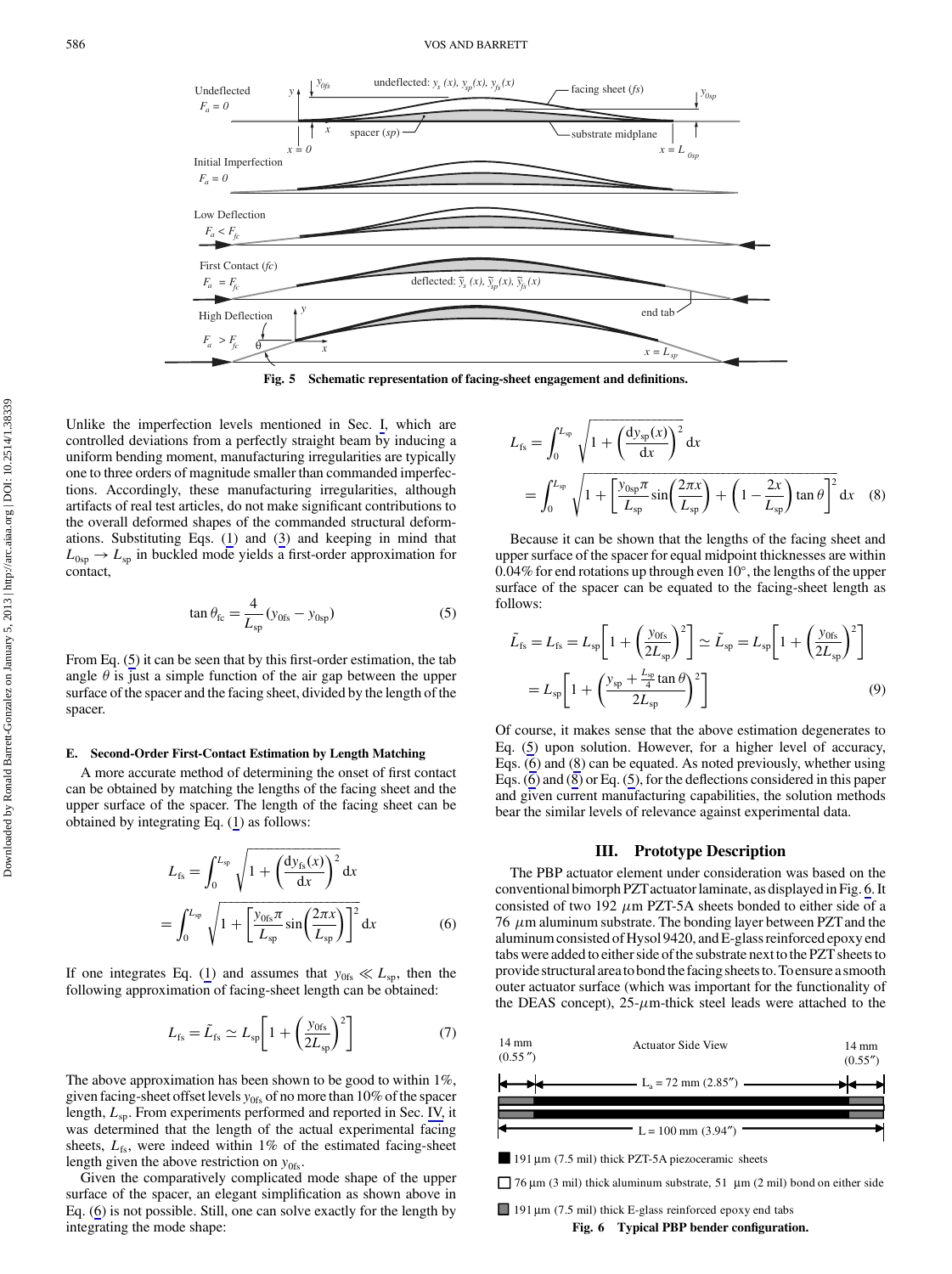Fig. 5 Schematic representation of facing-sheet engagement and definitions.

Unlike the imperfection levels mentioned in Sec. I, which are controlled deviations from a perfectly straight beam by inducing a uniform bending moment, manufacturing irregularities are typically one to three orders of magnitude smaller than commanded imperfections. Accordingly, these manufacturing irregularities, although artifacts of real test articles, do not make significant contributions to the overall deformed shapes of the commanded structural deformations. Substituting Eqs. (1) and (3) and keeping in mind that $L_{0\mathrm{sp}} \to L_{\mathrm{sp}}$ in buckled mode yields a first-order approximation for contact,

$$\tan\theta_{\mathrm{fc}} = \frac{4}{L_{\mathrm{sp}}}(y_{0\mathrm{fs}} - y_{0\mathrm{sp}}) \tag{5}$$

From Eq. (5) it can be seen that by this first-order estimation, the tab angle $\theta$ is just a simple function of the air gap between the upper surface of the spacer and the facing sheet, divided by the length of the spacer.

#### E. Second-Order First-Contact Estimation by Length Matching

A more accurate method of determining the onset of first contact can be obtained by matching the lengths of the facing sheet and the upper surface of the spacer. The length of the facing sheet can be obtained by integrating Eq. (1) as follows:

$$L_{\mathrm{fs}} = \int_0^{L_{\mathrm{sp}}} \sqrt{1 + \left(\frac{\mathrm{d}y_{\mathrm{fs}}(x)}{\mathrm{d}x}\right)^2}\,\mathrm{d}x = \int_0^{L_{\mathrm{sp}}} \sqrt{1 + \left[\frac{y_{0\mathrm{fs}}\pi}{L_{\mathrm{sp}}}\sin\left(\frac{2\pi x}{L_{\mathrm{sp}}}\right)\right]^2}\,\mathrm{d}x \tag{6}$$

If one integrates Eq. (1) and assumes that $y_{0\mathrm{fs}} \ll L_{\mathrm{sp}}$, then the following approximation of facing-sheet length can be obtained:

$$L_{\mathrm{fs}} = \tilde{L}_{\mathrm{fs}} \simeq L_{\mathrm{sp}}\left[1 + \left(\frac{y_{0\mathrm{fs}}}{2L_{\mathrm{sp}}}\right)^2\right] \tag{7}$$

The above approximation has been shown to be good to within 1%, given facing-sheet offset levels $y_{0\mathrm{fs}}$ of no more than 10% of the spacer length, $L_{\mathrm{sp}}$. From experiments performed and reported in Sec. IV, it was determined that the length of the actual experimental facing sheets, $L_{\mathrm{fs}}$, were indeed within 1% of the estimated facing-sheet length given the above restriction on $y_{0\mathrm{fs}}$.

Given the comparatively complicated mode shape of the upper surface of the spacer, an elegant simplification as shown above in Eq. (6) is not possible. Still, one can solve exactly for the length by integrating the mode shape:

$$L_{\mathrm{fs}} = \int_0^{L_{\mathrm{sp}}} \sqrt{1 + \left(\frac{\mathrm{d}y_{\mathrm{sp}}(x)}{\mathrm{d}x}\right)^2}\,\mathrm{d}x = \int_0^{L_{\mathrm{sp}}} \sqrt{1 + \left[\frac{y_{0\mathrm{sp}}\pi}{L_{\mathrm{sp}}}\sin\left(\frac{2\pi x}{L_{\mathrm{sp}}}\right) + \left(1 - \frac{2x}{L_{\mathrm{sp}}}\right)\tan\theta\right]^2}\,\mathrm{d}x \tag{8}$$

Because it can be shown that the lengths of the facing sheet and upper surface of the spacer for equal midpoint thicknesses are within 0.04% for end rotations up through even 10°, the lengths of the upper surface of the spacer can be equated to the facing-sheet length as follows:

$$\tilde{L}_{\mathrm{fs}} = L_{\mathrm{fs}} = L_{\mathrm{sp}}\left[1 + \left(\frac{y_{0\mathrm{fs}}}{2L_{\mathrm{sp}}}\right)^2\right] \simeq \tilde{L}_{\mathrm{sp}} = L_{\mathrm{sp}}\left[1 + \left(\frac{y_{0\mathrm{fs}}}{2L_{\mathrm{sp}}}\right)^2\right] = L_{\mathrm{sp}}\left[1 + \left(\frac{y_{\mathrm{sp}} + \frac{L_{\mathrm{sp}}}{4}\tan\theta}{2L_{\mathrm{sp}}}\right)^2\right] \tag{9}$$

Of course, it makes sense that the above estimation degenerates to Eq. (5) upon solution. However, for a higher level of accuracy, Eqs. (6) and (8) can be equated. As noted previously, whether using Eqs. (6) and (8) or Eq. (5), for the deflections considered in this paper and given current manufacturing capabilities, the solution methods bear the similar levels of relevance against experimental data.

## III. Prototype Description

The PBP actuator element under consideration was based on the conventional bimorph PZT actuator laminate, as displayed in Fig. 6. It consisted of two 192 $\mu$m PZT-5A sheets bonded to either side of a 76 $\mu$m aluminum substrate. The bonding layer between PZT and the aluminum consisted of Hysol 9420, and E-glass reinforced epoxy end tabs were added to either side of the substrate next to the PZT sheets to provide structural area to bond the facing sheets to. To ensure a smooth outer actuator surface (which was important for the functionality of the DEAS concept), 25-$\mu$m-thick steel leads were attached to the

Actuator Side View: 14 mm (0.55″); $L_a$ = 72 mm (2.85″); 14 mm (0.55″); L = 100 mm (3.94″)

- 191 µm (7.5 mil) thick PZT-5A piezoceramic sheets
- 76 µm (3 mil) thick aluminum substrate, 51 µm (2 mil) bond on either side
- 191 µm (7.5 mil) thick E-glass reinforced epoxy end tabs

Fig. 6 Typical PBP bender configuration.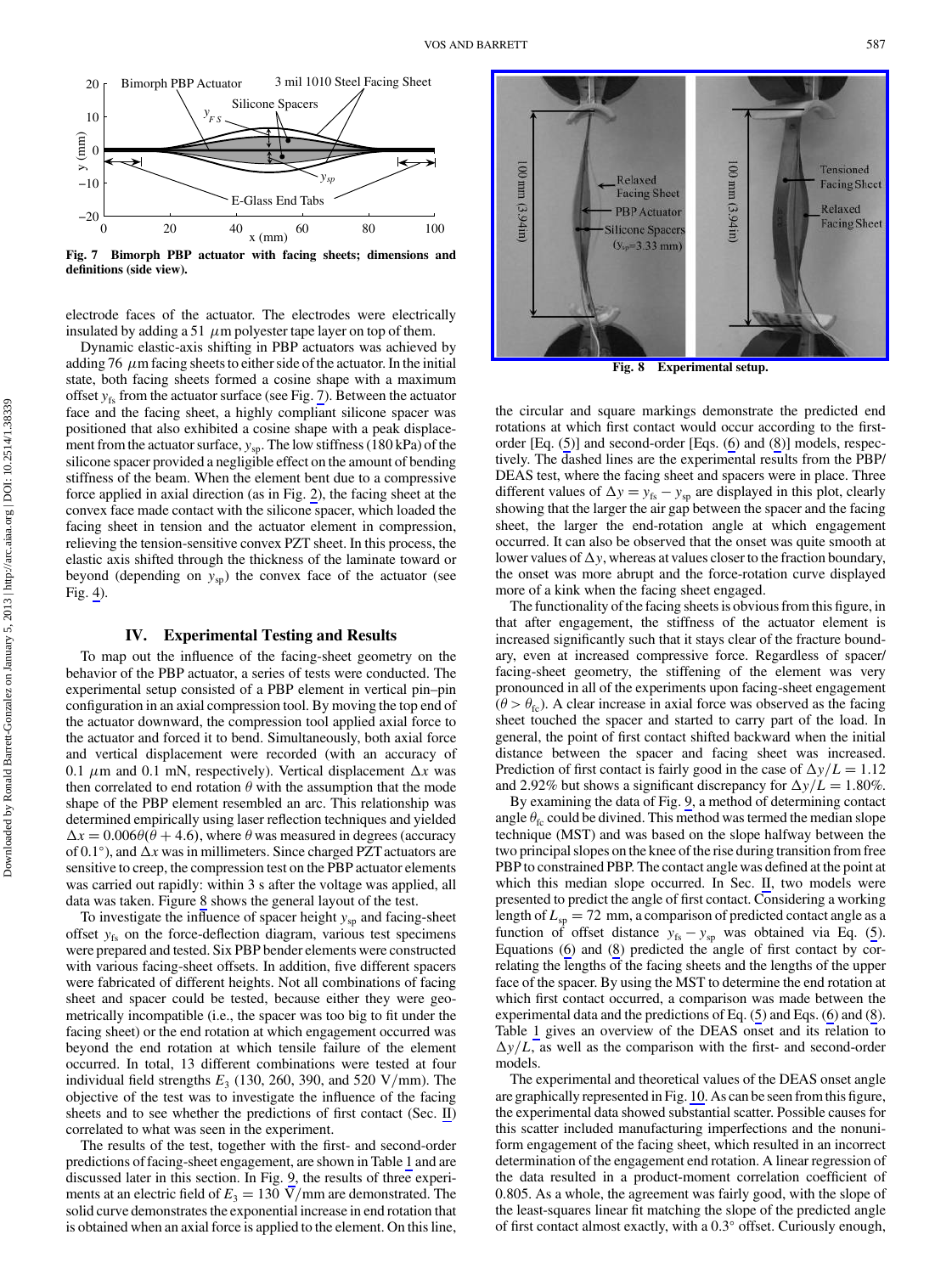Fig. 7 Bimorph PBP actuator with facing sheets; dimensions and definitions (side view).

Fig. 8 Experimental setup.

electrode faces of the actuator. The electrodes were electrically insulated by adding a 51 $\mu$m polyester tape layer on top of them.

Dynamic elastic-axis shifting in PBP actuators was achieved by adding 76 $\mu$m facing sheets to either side of the actuator. In the initial state, both facing sheets formed a cosine shape with a maximum offset $y_{fs}$ from the actuator surface (see Fig. 7). Between the actuator face and the facing sheet, a highly compliant silicone spacer was positioned that also exhibited a cosine shape with a peak displacement from the actuator surface, $y_{sp}$. The low stiffness (180 kPa) of the silicone spacer provided a negligible effect on the amount of bending stiffness of the beam. When the element bent due to a compressive force applied in axial direction (as in Fig. 2), the facing sheet at the convex face made contact with the silicone spacer, which loaded the facing sheet in tension and the actuator element in compression, relieving the tension-sensitive convex PZT sheet. In this process, the elastic axis shifted through the thickness of the laminate toward or beyond (depending on $y_{sp}$) the convex face of the actuator (see Fig. 4).

## IV. Experimental Testing and Results

To map out the influence of the facing-sheet geometry on the behavior of the PBP actuator, a series of tests were conducted. The experimental setup consisted of a PBP element in vertical pin–pin configuration in an axial compression tool. By moving the top end of the actuator downward, the compression tool applied axial force to the actuator and forced it to bend. Simultaneously, both axial force and vertical displacement were recorded (with an accuracy of 0.1 $\mu$m and 0.1 mN, respectively). Vertical displacement $\Delta x$ was then correlated to end rotation $\theta$ with the assumption that the mode shape of the PBP element resembled an arc. This relationship was determined empirically using laser reflection techniques and yielded $\Delta x = 0.006\theta(\theta + 4.6)$, where $\theta$ was measured in degrees (accuracy of 0.1°), and $\Delta x$ was in millimeters. Since charged PZT actuators are sensitive to creep, the compression test on the PBP actuator elements was carried out rapidly: within 3 s after the voltage was applied, all data was taken. Figure 8 shows the general layout of the test.

To investigate the influence of spacer height $y_{sp}$ and facing-sheet offset $y_{fs}$ on the force-deflection diagram, various test specimens were prepared and tested. Six PBP bender elements were constructed with various facing-sheet offsets. In addition, five different spacers were fabricated of different heights. Not all combinations of facing sheet and spacer could be tested, because either they were geometrically incompatible (i.e., the spacer was too big to fit under the facing sheet) or the end rotation at which engagement occurred was beyond the end rotation at which tensile failure of the element occurred. In total, 13 different combinations were tested at four individual field strengths $E_3$ (130, 260, 390, and 520 V/mm). The objective of the test was to investigate the influence of the facing sheets and to see whether the predictions of first contact (Sec. II) correlated to what was seen in the experiment.

The results of the test, together with the first- and second-order predictions of facing-sheet engagement, are shown in Table 1 and are discussed later in this section. In Fig. 9, the results of three experiments at an electric field of $E_3 = 130$ V/mm are demonstrated. The solid curve demonstrates the exponential increase in end rotation that is obtained when an axial force is applied to the element. On this line, the circular and square markings demonstrate the predicted end rotations at which first contact would occur according to the first-order [Eq. (5)] and second-order [Eqs. (6) and (8)] models, respectively. The dashed lines are the experimental results from the PBP/DEAS test, where the facing sheet and spacers were in place. Three different values of $\Delta y = y_{fs} - y_{sp}$ are displayed in this plot, clearly showing that the larger the air gap between the spacer and the facing sheet, the larger the end-rotation angle at which engagement occurred. It can also be observed that the onset was quite smooth at lower values of $\Delta y$, whereas at values closer to the fraction boundary, the onset was more abrupt and the force-rotation curve displayed more of a kink when the facing sheet engaged.

The functionality of the facing sheets is obvious from this figure, in that after engagement, the stiffness of the actuator element is increased significantly such that it stays clear of the fracture boundary, even at increased compressive force. Regardless of spacer/facing-sheet geometry, the stiffening of the element was very pronounced in all of the experiments upon facing-sheet engagement ($\theta > \theta_{fc}$). A clear increase in axial force was observed as the facing sheet touched the spacer and started to carry part of the load. In general, the point of first contact shifted backward when the initial distance between the spacer and facing sheet was increased. Prediction of first contact is fairly good in the case of $\Delta y/L = 1.12$ and 2.92% but shows a significant discrepancy for $\Delta y/L = 1.80\%$.

By examining the data of Fig. 9, a method of determining contact angle $\theta_{fc}$ could be divined. This method was termed the median slope technique (MST) and was based on the slope halfway between the two principal slopes on the knee of the rise during transition from free PBP to constrained PBP. The contact angle was defined at the point at which this median slope occurred. In Sec. II, two models were presented to predict the angle of first contact. Considering a working length of $L_{sp} = 72$ mm, a comparison of predicted contact angle as a function of offset distance $y_{fs} - y_{sp}$ was obtained via Eq. (5). Equations (6) and (8) predicted the angle of first contact by correlating the lengths of the facing sheets and the lengths of the upper face of the spacer. By using the MST to determine the end rotation at which first contact occurred, a comparison was made between the experimental data and the predictions of Eq. (5) and Eqs. (6) and (8). Table 1 gives an overview of the DEAS onset and its relation to $\Delta y/L$, as well as the comparison with the first- and second-order models.

The experimental and theoretical values of the DEAS onset angle are graphically represented in Fig. 10. As can be seen from this figure, the experimental data showed substantial scatter. Possible causes for this scatter included manufacturing imperfections and the nonuniform engagement of the facing sheet, which resulted in an incorrect determination of the engagement end rotation. A linear regression of the data resulted in a product-moment correlation coefficient of 0.805. As a whole, the agreement was fairly good, with the slope of the least-squares linear fit matching the slope of the predicted angle of first contact almost exactly, with a 0.3° offset. Curiously enough,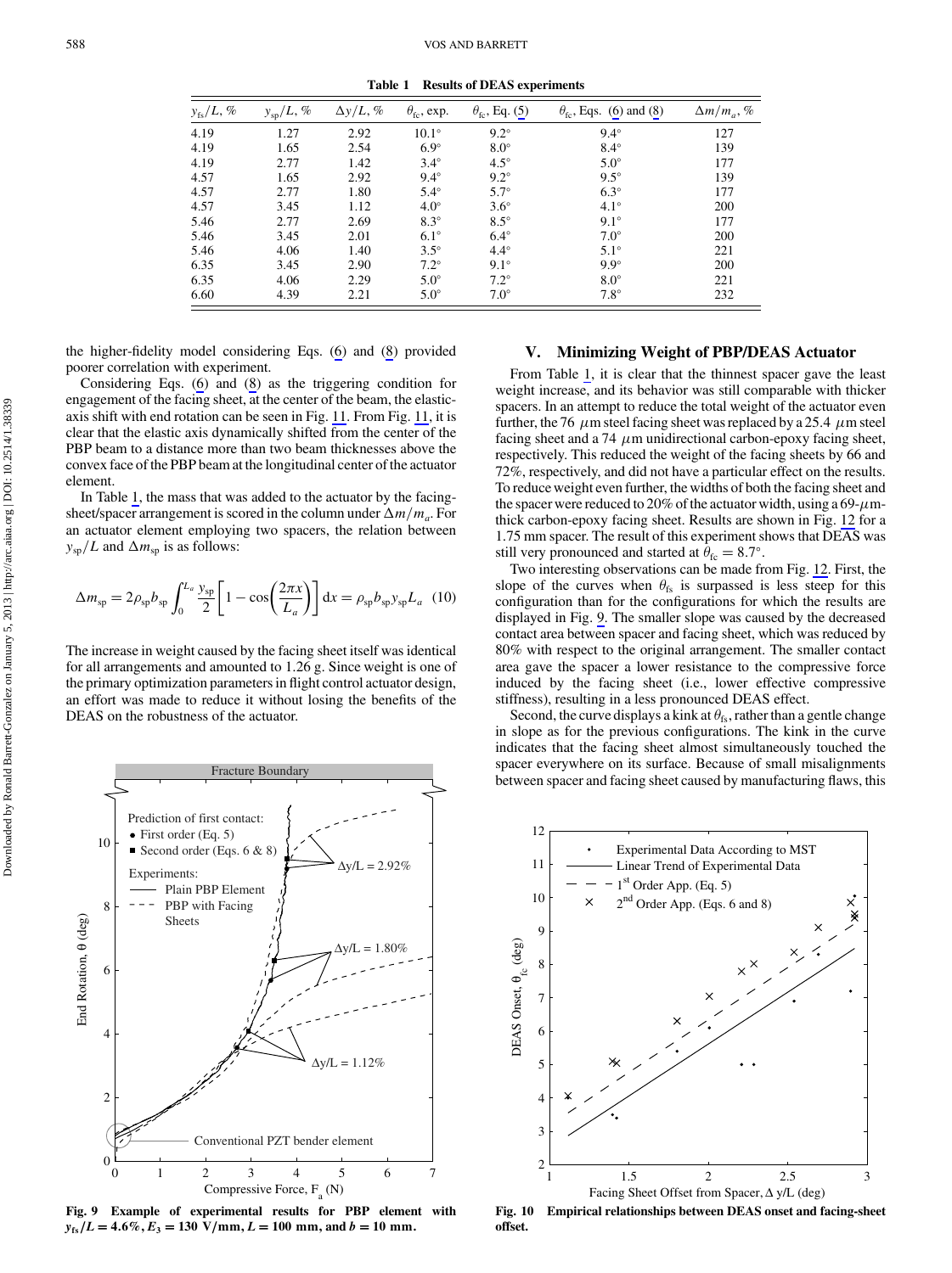**Table 1 Results of DEAS experiments**

| $y_{fs}/L$, % | $y_{sp}/L$, % | $\Delta y/L$, % | $\theta_{fc}$, exp. | $\theta_{fc}$, Eq. (5) | $\theta_{fc}$, Eqs. (6) and (8) | $\Delta m/m_a$, % |
|---|---|---|---|---|---|---|
| 4.19 | 1.27 | 2.92 | 10.1° | 9.2° | 9.4° | 127 |
| 4.19 | 1.65 | 2.54 | 6.9° | 8.0° | 8.4° | 139 |
| 4.19 | 2.77 | 1.42 | 3.4° | 4.5° | 5.0° | 177 |
| 4.57 | 1.65 | 2.92 | 9.4° | 9.2° | 9.5° | 139 |
| 4.57 | 2.77 | 1.80 | 5.4° | 5.7° | 6.3° | 177 |
| 4.57 | 3.45 | 1.12 | 4.0° | 3.6° | 4.1° | 200 |
| 5.46 | 2.77 | 2.69 | 8.3° | 8.5° | 9.1° | 177 |
| 5.46 | 3.45 | 2.01 | 6.1° | 6.4° | 7.0° | 200 |
| 5.46 | 4.06 | 1.40 | 3.5° | 4.4° | 5.1° | 221 |
| 6.35 | 3.45 | 2.90 | 7.2° | 9.1° | 9.9° | 200 |
| 6.35 | 4.06 | 2.29 | 5.0° | 7.2° | 8.0° | 221 |
| 6.60 | 4.39 | 2.21 | 5.0° | 7.0° | 7.8° | 232 |

the higher-fidelity model considering Eqs. (6) and (8) provided poorer correlation with experiment.

Considering Eqs. (6) and (8) as the triggering condition for engagement of the facing sheet, at the center of the beam, the elastic-axis shift with end rotation can be seen in Fig. 11. From Fig. 11, it is clear that the elastic axis dynamically shifted from the center of the PBP beam to a distance more than two beam thicknesses above the convex face of the PBP beam at the longitudinal center of the actuator element.

In Table 1, the mass that was added to the actuator by the facing-sheet/spacer arrangement is scored in the column under $\Delta m/m_a$. For an actuator element employing two spacers, the relation between $y_{sp}/L$ and $\Delta m_{sp}$ is as follows:

$$\Delta m_{sp} = 2\rho_{sp} b_{sp} \int_0^{L_a} \frac{y_{sp}}{2}\left[1 - \cos\left(\frac{2\pi x}{L_a}\right)\right] dx = \rho_{sp} b_{sp} y_{sp} L_a \quad (10)$$

The increase in weight caused by the facing sheet itself was identical for all arrangements and amounted to 1.26 g. Since weight is one of the primary optimization parameters in flight control actuator design, an effort was made to reduce it without losing the benefits of the DEAS on the robustness of the actuator.

Fig. 9 Example of experimental results for PBP element with $y_{fs}/L = 4.6\%$, $E_3 = 130$ V/mm, $L = 100$ mm, and $b = 10$ mm.

## V. Minimizing Weight of PBP/DEAS Actuator

From Table 1, it is clear that the thinnest spacer gave the least weight increase, and its behavior was still comparable with thicker spacers. In an attempt to reduce the total weight of the actuator even further, the 76 μm steel facing sheet was replaced by a 25.4 μm steel facing sheet and a 74 μm unidirectional carbon-epoxy facing sheet, respectively. This reduced the weight of the facing sheets by 66 and 72%, respectively, and did not have a particular effect on the results. To reduce weight even further, the widths of both the facing sheet and the spacer were reduced to 20% of the actuator width, using a 69-μm-thick carbon-epoxy facing sheet. Results are shown in Fig. 12 for a 1.75 mm spacer. The result of this experiment shows that DEAS was still very pronounced and started at $\theta_{fc} = 8.7°$.

Two interesting observations can be made from Fig. 12. First, the slope of the curves when $\theta_{fs}$ is surpassed is less steep for this configuration than for the configurations for which the results are displayed in Fig. 9. The smaller slope was caused by the decreased contact area between spacer and facing sheet, which was reduced by 80% with respect to the original arrangement. The smaller contact area gave the spacer a lower resistance to the compressive force induced by the facing sheet (i.e., lower effective compressive stiffness), resulting in a less pronounced DEAS effect.

Second, the curve displays a kink at $\theta_{fs}$, rather than a gentle change in slope as for the previous configurations. The kink in the curve indicates that the facing sheet almost simultaneously touched the spacer everywhere on its surface. Because of small misalignments between spacer and facing sheet caused by manufacturing flaws, this

Fig. 10 Empirical relationships between DEAS onset and facing-sheet offset.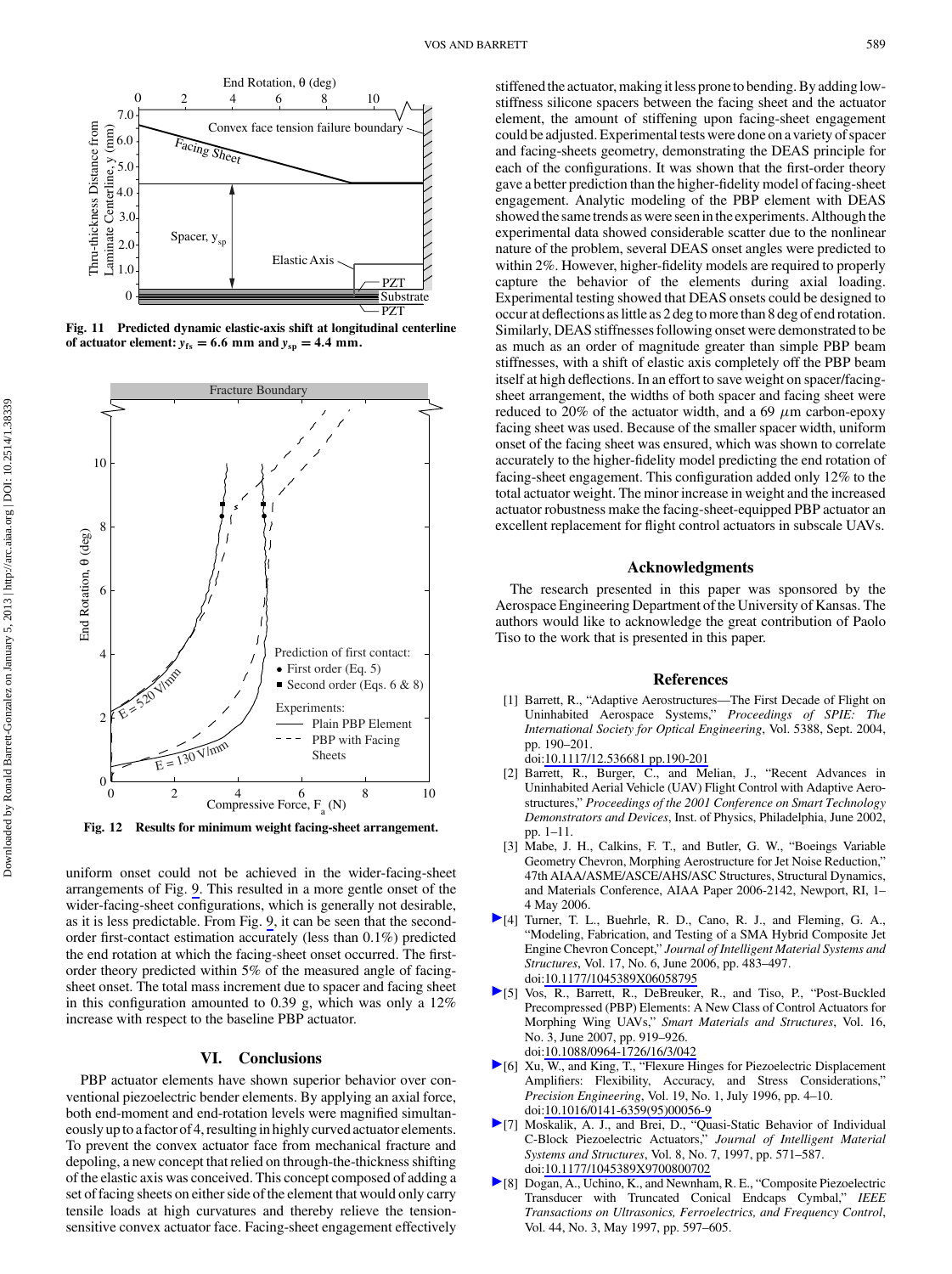Fig. 11 Predicted dynamic elastic-axis shift at longitudinal centerline of actuator element: $y_{fs} = 6.6$ mm and $y_{sp} = 4.4$ mm.

Fig. 12 Results for minimum weight facing-sheet arrangement.

uniform onset could not be achieved in the wider-facing-sheet arrangements of Fig. 9. This resulted in a more gentle onset of the wider-facing-sheet configurations, which is generally not desirable, as it is less predictable. From Fig. 9, it can be seen that the second-order first-contact estimation accurately (less than 0.1%) predicted the end rotation at which the facing-sheet onset occurred. The first-order theory predicted within 5% of the measured angle of facing-sheet onset. The total mass increment due to spacer and facing sheet in this configuration amounted to 0.39 g, which was only a 12% increase with respect to the baseline PBP actuator.

## VI. Conclusions

PBP actuator elements have shown superior behavior over conventional piezoelectric bender elements. By applying an axial force, both end-moment and end-rotation levels were magnified simultaneously up to a factor of 4, resulting in highly curved actuator elements. To prevent the convex actuator face from mechanical fracture and depoling, a new concept that relied on through-the-thickness shifting of the elastic axis was conceived. This concept composed of adding a set of facing sheets on either side of the element that would only carry tensile loads at high curvatures and thereby relieve the tension-sensitive convex actuator face. Facing-sheet engagement effectively stiffened the actuator, making it less prone to bending. By adding low-stiffness silicone spacers between the facing sheet and the actuator element, the amount of stiffening upon facing-sheet engagement could be adjusted. Experimental tests were done on a variety of spacer and facing-sheets geometry, demonstrating the DEAS principle for each of the configurations. It was shown that the first-order theory gave a better prediction than the higher-fidelity model of facing-sheet engagement. Analytic modeling of the PBP element with DEAS showed the same trends as were seen in the experiments. Although the experimental data showed considerable scatter due to the nonlinear nature of the problem, several DEAS onset angles were predicted to within 2%. However, higher-fidelity models are required to properly capture the behavior of the elements during axial loading. Experimental testing showed that DEAS onsets could be designed to occur at deflections as little as 2 deg to more than 8 deg of end rotation. Similarly, DEAS stiffnesses following onset were demonstrated to be as much as an order of magnitude greater than simple PBP beam stiffnesses, with a shift of elastic axis completely off the PBP beam itself at high deflections. In an effort to save weight on spacer/facing-sheet arrangement, the widths of both spacer and facing sheet were reduced to 20% of the actuator width, and a 69 $\mu$m carbon-epoxy facing sheet was used. Because of the smaller spacer width, uniform onset of the facing sheet was ensured, which was shown to correlate accurately to the higher-fidelity model predicting the end rotation of facing-sheet engagement. This configuration added only 12% to the total actuator weight. The minor increase in weight and the increased actuator robustness make the facing-sheet-equipped PBP actuator an excellent replacement for flight control actuators in subscale UAVs.

## Acknowledgments

The research presented in this paper was sponsored by the Aerospace Engineering Department of the University of Kansas. The authors would like to acknowledge the great contribution of Paolo Tiso to the work that is presented in this paper.

## References

[1] Barrett, R., "Adaptive Aerostructures—The First Decade of Flight on Uninhabited Aerospace Systems," *Proceedings of SPIE: The International Society for Optical Engineering*, Vol. 5388, Sept. 2004, pp. 190–201. doi:10.1117/12.536681 pp.190-201

[2] Barrett, R., Burger, C., and Melian, J., "Recent Advances in Uninhabited Aerial Vehicle (UAV) Flight Control with Adaptive Aerostructures," *Proceedings of the 2001 Conference on Smart Technology Demonstrators and Devices*, Inst. of Physics, Philadelphia, June 2002, pp. 1–11.

[3] Mabe, J. H., Calkins, F. T., and Butler, G. W., "Boeings Variable Geometry Chevron, Morphing Aerostructure for Jet Noise Reduction," 47th AIAA/ASME/ASCE/AHS/ASC Structures, Structural Dynamics, and Materials Conference, AIAA Paper 2006-2142, Newport, RI, 1–4 May 2006.

[4] Turner, T. L., Buehrle, R. D., Cano, R. J., and Fleming, G. A., "Modeling, Fabrication, and Testing of a SMA Hybrid Composite Jet Engine Chevron Concept," *Journal of Intelligent Material Systems and Structures*, Vol. 17, No. 6, June 2006, pp. 483–497. doi:10.1177/1045389X06058795

[5] Vos, R., Barrett, R., DeBreuker, R., and Tiso, P., "Post-Buckled Precompressed (PBP) Elements: A New Class of Control Actuators for Morphing Wing UAVs," *Smart Materials and Structures*, Vol. 16, No. 3, June 2007, pp. 919–926. doi:10.1088/0964-1726/16/3/042

[6] Xu, W., and King, T., "Flexure Hinges for Piezoelectric Displacement Amplifiers: Flexibility, Accuracy, and Stress Considerations," *Precision Engineering*, Vol. 19, No. 1, July 1996, pp. 4–10. doi:10.1016/0141-6359(95)00056-9

[7] Moskalik, A. J., and Brei, D., "Quasi-Static Behavior of Individual C-Block Piezoelectric Actuators," *Journal of Intelligent Material Systems and Structures*, Vol. 8, No. 7, 1997, pp. 571–587. doi:10.1177/1045389X9700800702

[8] Dogan, A., Uchino, K., and Newnham, R. E., "Composite Piezoelectric Transducer with Truncated Conical Endcaps Cymbal," *IEEE Transactions on Ultrasonics, Ferroelectrics, and Frequency Control*, Vol. 44, No. 3, May 1997, pp. 597–605.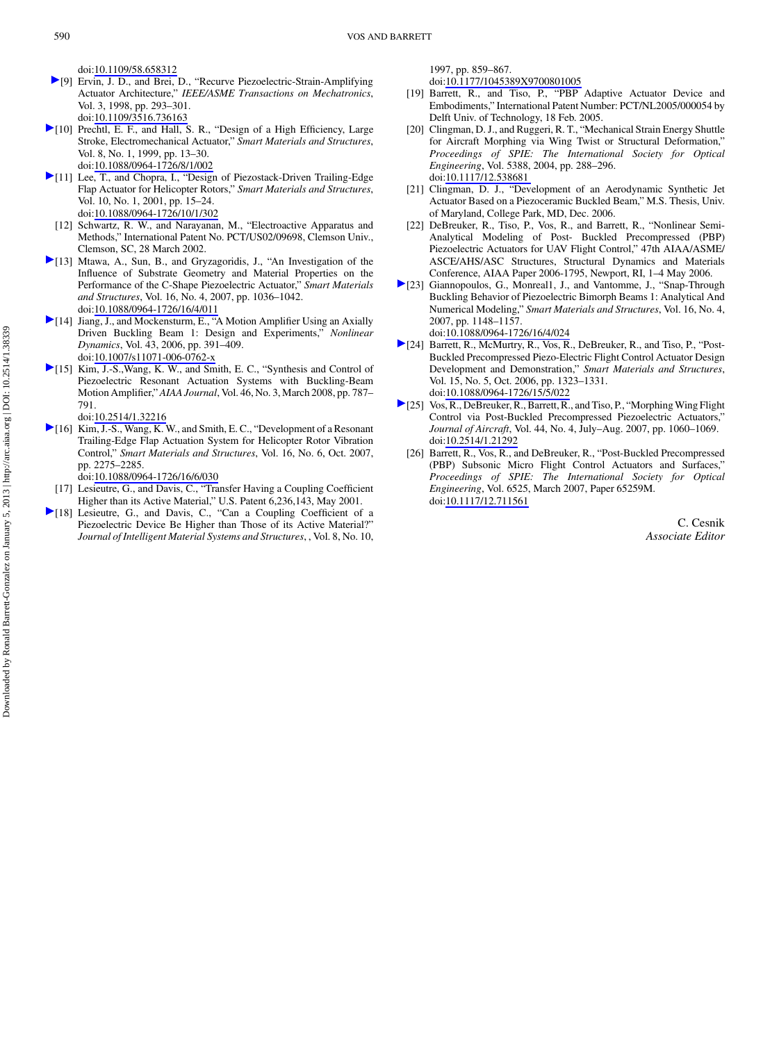doi:10.1109/58.658312

[9] Ervin, J. D., and Brei, D., "Recurve Piezoelectric-Strain-Amplifying Actuator Architecture," *IEEE/ASME Transactions on Mechatronics*, Vol. 3, 1998, pp. 293–301.
doi:10.1109/3516.736163

[10] Prechtl, E. F., and Hall, S. R., "Design of a High Efficiency, Large Stroke, Electromechanical Actuator," *Smart Materials and Structures*, Vol. 8, No. 1, 1999, pp. 13–30.
doi:10.1088/0964-1726/8/1/002

[11] Lee, T., and Chopra, I., "Design of Piezostack-Driven Trailing-Edge Flap Actuator for Helicopter Rotors," *Smart Materials and Structures*, Vol. 10, No. 1, 2001, pp. 15–24.
doi:10.1088/0964-1726/10/1/302

[12] Schwartz, R. W., and Narayanan, M., "Electroactive Apparatus and Methods," International Patent No. PCT/US02/09698, Clemson Univ., Clemson, SC, 28 March 2002.

[13] Mtawa, A., Sun, B., and Gryzagoridis, J., "An Investigation of the Influence of Substrate Geometry and Material Properties on the Performance of the C-Shape Piezoelectric Actuator," *Smart Materials and Structures*, Vol. 16, No. 4, 2007, pp. 1036–1042.
doi:10.1088/0964-1726/16/4/011

[14] Jiang, J., and Mockensturm, E., "A Motion Amplifier Using an Axially Driven Buckling Beam 1: Design and Experiments," *Nonlinear Dynamics*, Vol. 43, 2006, pp. 391–409.
doi:10.1007/s11071-006-0762-x

[15] Kim, J.-S., Wang, K. W., and Smith, E. C., "Synthesis and Control of Piezoelectric Resonant Actuation Systems with Buckling-Beam Motion Amplifier," *AIAA Journal*, Vol. 46, No. 3, March 2008, pp. 787–791.
doi:10.2514/1.32216

[16] Kim, J.-S., Wang, K. W., and Smith, E. C., "Development of a Resonant Trailing-Edge Flap Actuation System for Helicopter Rotor Vibration Control," *Smart Materials and Structures*, Vol. 16, No. 6, Oct. 2007, pp. 2275–2285.
doi:10.1088/0964-1726/16/6/030

[17] Lesieutre, G., and Davis, C., "Transfer Having a Coupling Coefficient Higher than its Active Material," U.S. Patent 6,236,143, May 2001.

[18] Lesieutre, G., and Davis, C., "Can a Coupling Coefficient of a Piezoelectric Device Be Higher than Those of its Active Material?" *Journal of Intelligent Material Systems and Structures*, , Vol. 8, No. 10, 1997, pp. 859–867.
doi:10.1177/1045389X9700801005

[19] Barrett, R., and Tiso, P., "PBP Adaptive Actuator Device and Embodiments," International Patent Number: PCT/NL2005/000054 by Delft Univ. of Technology, 18 Feb. 2005.

[20] Clingman, D. J., and Ruggeri, R. T., "Mechanical Strain Energy Shuttle for Aircraft Morphing via Wing Twist or Structural Deformation," *Proceedings of SPIE: The International Society for Optical Engineering*, Vol. 5388, 2004, pp. 288–296.
doi:10.1117/12.538681

[21] Clingman, D. J., "Development of an Aerodynamic Synthetic Jet Actuator Based on a Piezoceramic Buckled Beam," M.S. Thesis, Univ. of Maryland, College Park, MD, Dec. 2006.

[22] DeBreuker, R., Tiso, P., Vos, R., and Barrett, R., "Nonlinear Semi-Analytical Modeling of Post- Buckled Precompressed (PBP) Piezoelectric Actuators for UAV Flight Control," 47th AIAA/ASME/ASCE/AHS/ASC Structures, Structural Dynamics and Materials Conference, AIAA Paper 2006-1795, Newport, RI, 1–4 May 2006.

[23] Giannopoulos, G., Monreal1, J., and Vantomme, J., "Snap-Through Buckling Behavior of Piezoelectric Bimorph Beams 1: Analytical And Numerical Modeling," *Smart Materials and Structures*, Vol. 16, No. 4, 2007, pp. 1148–1157.
doi:10.1088/0964-1726/16/4/024

[24] Barrett, R., McMurtry, R., Vos, R., DeBreuker, R., and Tiso, P., "Post-Buckled Precompressed Piezo-Electric Flight Control Actuator Design Development and Demonstration," *Smart Materials and Structures*, Vol. 15, No. 5, Oct. 2006, pp. 1323–1331.
doi:10.1088/0964-1726/15/5/022

[25] Vos, R., DeBreuker, R., Barrett, R., and Tiso, P., "Morphing Wing Flight Control via Post-Buckled Precompressed Piezoelectric Actuators," *Journal of Aircraft*, Vol. 44, No. 4, July–Aug. 2007, pp. 1060–1069.
doi:10.2514/1.21292

[26] Barrett, R., Vos, R., and DeBreuker, R., "Post-Buckled Precompressed (PBP) Subsonic Micro Flight Control Actuators and Surfaces," *Proceedings of SPIE: The International Society for Optical Engineering*, Vol. 6525, March 2007, Paper 65259M.
doi:10.1117/12.711561

C. Cesnik
*Associate Editor*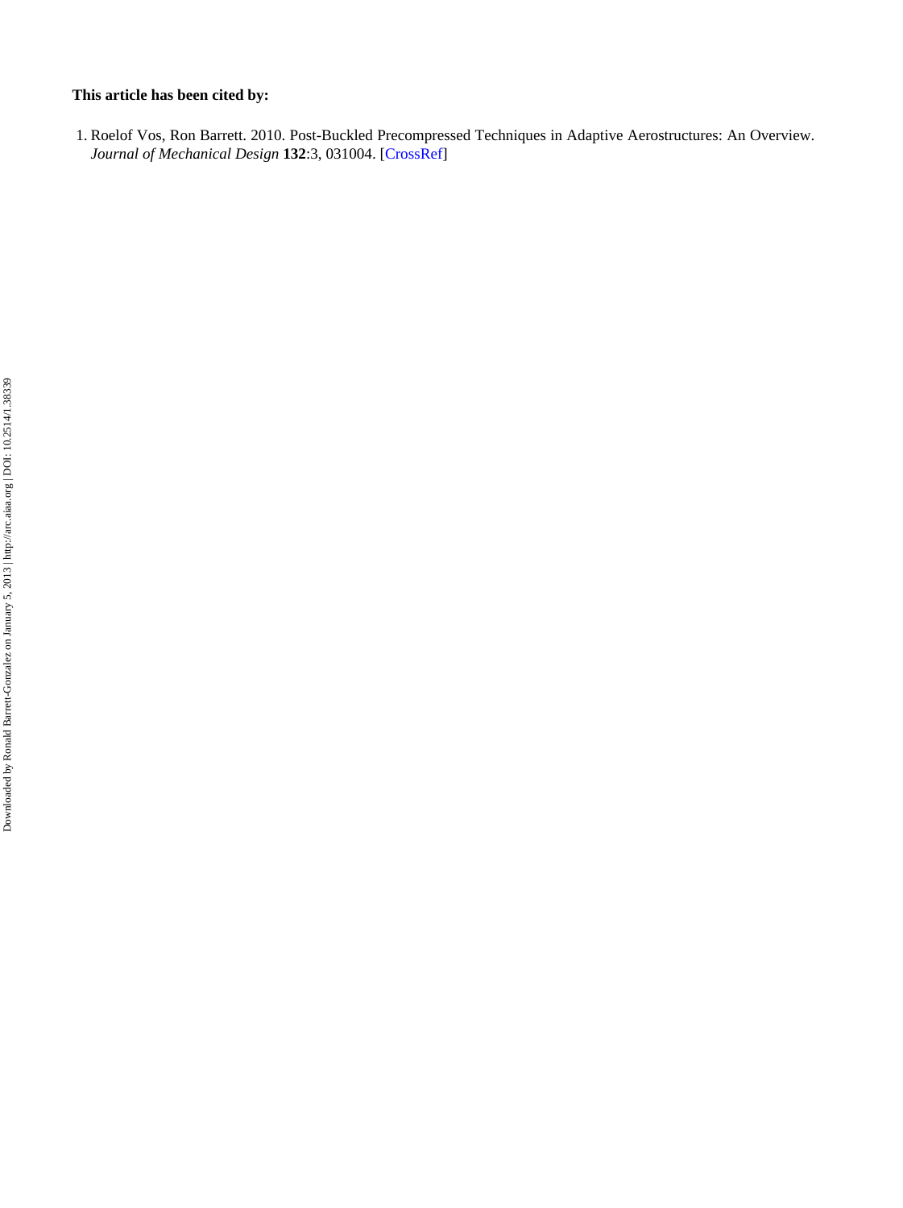**This article has been cited by:**

1. Roelof Vos, Ron Barrett. 2010. Post-Buckled Precompressed Techniques in Adaptive Aerostructures: An Overview. *Journal of Mechanical Design* **132**:3, 031004. [CrossRef]